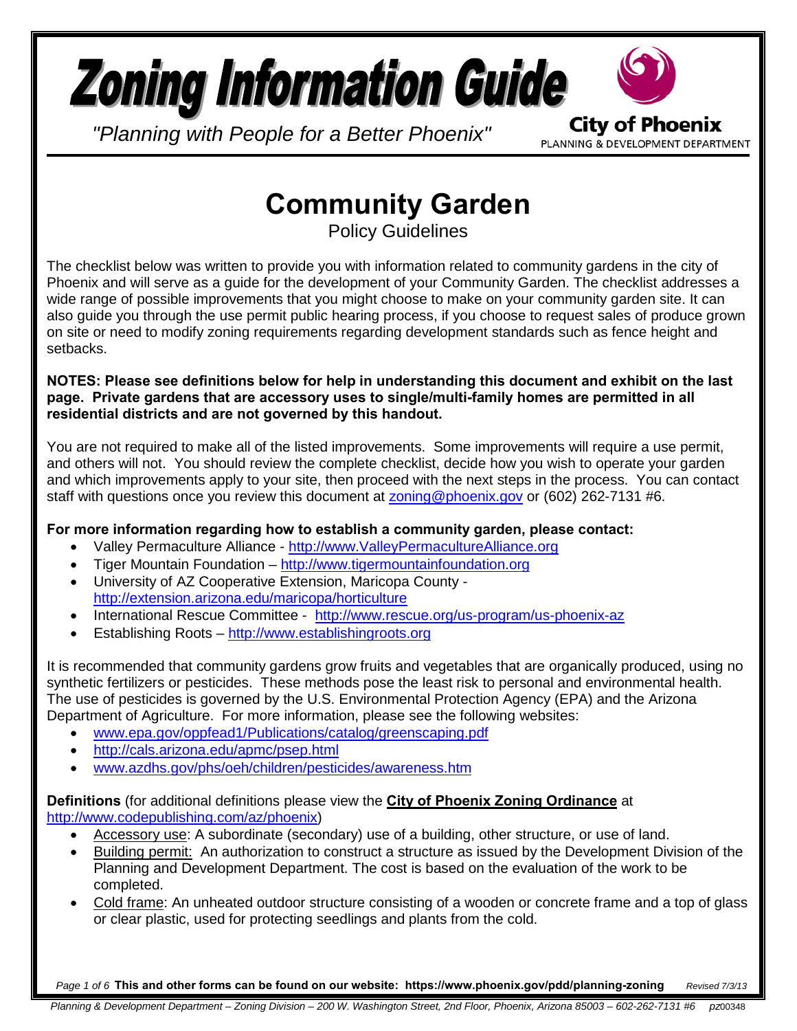# Zoning Information Guide

*"Planning with People for a Better Phoenix"*

City of Phoenix
PLANNING & DEVELOPMENT DEPARTMENT

## Community Garden

Policy Guidelines

The checklist below was written to provide you with information related to community gardens in the city of Phoenix and will serve as a guide for the development of your Community Garden. The checklist addresses a wide range of possible improvements that you might choose to make on your community garden site. It can also guide you through the use permit public hearing process, if you choose to request sales of produce grown on site or need to modify zoning requirements regarding development standards such as fence height and setbacks.

**NOTES: Please see definitions below for help in understanding this document and exhibit on the last page. Private gardens that are accessory uses to single/multi-family homes are permitted in all residential districts and are not governed by this handout.**

You are not required to make all of the listed improvements. Some improvements will require a use permit, and others will not. You should review the complete checklist, decide how you wish to operate your garden and which improvements apply to your site, then proceed with the next steps in the process. You can contact staff with questions once you review this document at zoning@phoenix.gov or (602) 262-7131 #6.

**For more information regarding how to establish a community garden, please contact:**

- Valley Permaculture Alliance - http://www.ValleyPermacultureAlliance.org
- Tiger Mountain Foundation – http://www.tigermountainfoundation.org
- University of AZ Cooperative Extension, Maricopa County - http://extension.arizona.edu/maricopa/horticulture
- International Rescue Committee - http://www.rescue.org/us-program/us-phoenix-az
- Establishing Roots – http://www.establishingroots.org

It is recommended that community gardens grow fruits and vegetables that are organically produced, using no synthetic fertilizers or pesticides. These methods pose the least risk to personal and environmental health. The use of pesticides is governed by the U.S. Environmental Protection Agency (EPA) and the Arizona Department of Agriculture. For more information, please see the following websites:

- www.epa.gov/oppfead1/Publications/catalog/greenscaping.pdf
- http://cals.arizona.edu/apmc/psep.html
- www.azdhs.gov/phs/oeh/children/pesticides/awareness.htm

**Definitions** (for additional definitions please view the **City of Phoenix Zoning Ordinance** at http://www.codepublishing.com/az/phoenix)

- Accessory use: A subordinate (secondary) use of a building, other structure, or use of land.
- Building permit: An authorization to construct a structure as issued by the Development Division of the Planning and Development Department. The cost is based on the evaluation of the work to be completed.
- Cold frame: An unheated outdoor structure consisting of a wooden or concrete frame and a top of glass or clear plastic, used for protecting seedlings and plants from the cold.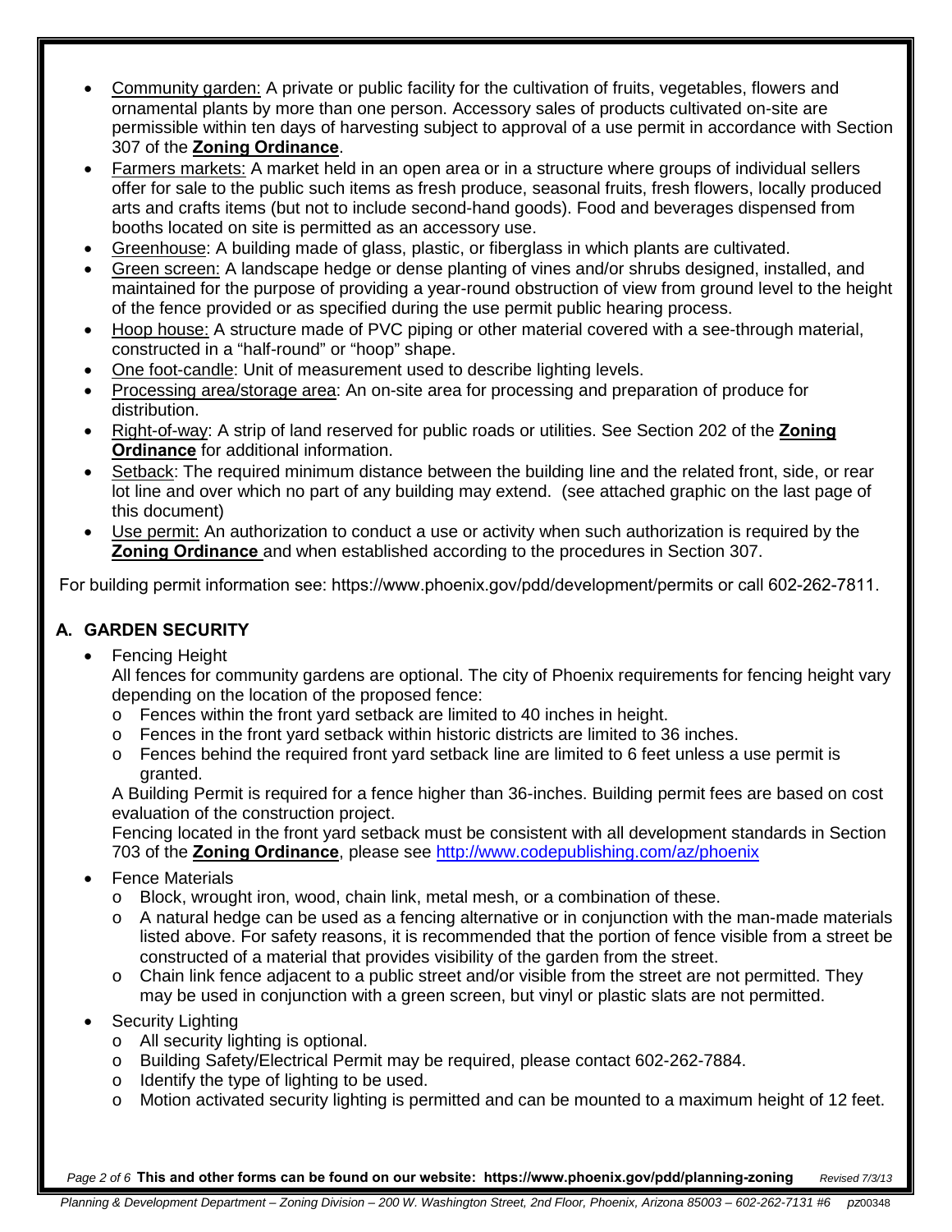- Community garden: A private or public facility for the cultivation of fruits, vegetables, flowers and ornamental plants by more than one person. Accessory sales of products cultivated on-site are permissible within ten days of harvesting subject to approval of a use permit in accordance with Section 307 of the **Zoning Ordinance**.
- Farmers markets: A market held in an open area or in a structure where groups of individual sellers offer for sale to the public such items as fresh produce, seasonal fruits, fresh flowers, locally produced arts and crafts items (but not to include second-hand goods). Food and beverages dispensed from booths located on site is permitted as an accessory use.
- Greenhouse: A building made of glass, plastic, or fiberglass in which plants are cultivated.
- Green screen: A landscape hedge or dense planting of vines and/or shrubs designed, installed, and maintained for the purpose of providing a year-round obstruction of view from ground level to the height of the fence provided or as specified during the use permit public hearing process.
- Hoop house: A structure made of PVC piping or other material covered with a see-through material, constructed in a "half-round" or "hoop" shape.
- One foot-candle: Unit of measurement used to describe lighting levels.
- Processing area/storage area: An on-site area for processing and preparation of produce for distribution.
- Right-of-way: A strip of land reserved for public roads or utilities. See Section 202 of the **Zoning Ordinance** for additional information.
- Setback: The required minimum distance between the building line and the related front, side, or rear lot line and over which no part of any building may extend. (see attached graphic on the last page of this document)
- Use permit: An authorization to conduct a use or activity when such authorization is required by the **Zoning Ordinance** and when established according to the procedures in Section 307.

For building permit information see: https://www.phoenix.gov/pdd/development/permits or call 602-262-7811.

## A. GARDEN SECURITY

- Fencing Height

  All fences for community gardens are optional. The city of Phoenix requirements for fencing height vary depending on the location of the proposed fence:
  - Fences within the front yard setback are limited to 40 inches in height.
  - Fences in the front yard setback within historic districts are limited to 36 inches.
  - Fences behind the required front yard setback line are limited to 6 feet unless a use permit is granted.

  A Building Permit is required for a fence higher than 36-inches. Building permit fees are based on cost evaluation of the construction project.

  Fencing located in the front yard setback must be consistent with all development standards in Section 703 of the **Zoning Ordinance**, please see http://www.codepublishing.com/az/phoenix
- Fence Materials
  - Block, wrought iron, wood, chain link, metal mesh, or a combination of these.
  - A natural hedge can be used as a fencing alternative or in conjunction with the man-made materials listed above. For safety reasons, it is recommended that the portion of fence visible from a street be constructed of a material that provides visibility of the garden from the street.
  - Chain link fence adjacent to a public street and/or visible from the street are not permitted. They may be used in conjunction with a green screen, but vinyl or plastic slats are not permitted.
- Security Lighting
  - All security lighting is optional.
  - Building Safety/Electrical Permit may be required, please contact 602-262-7884.
  - Identify the type of lighting to be used.
  - Motion activated security lighting is permitted and can be mounted to a maximum height of 12 feet.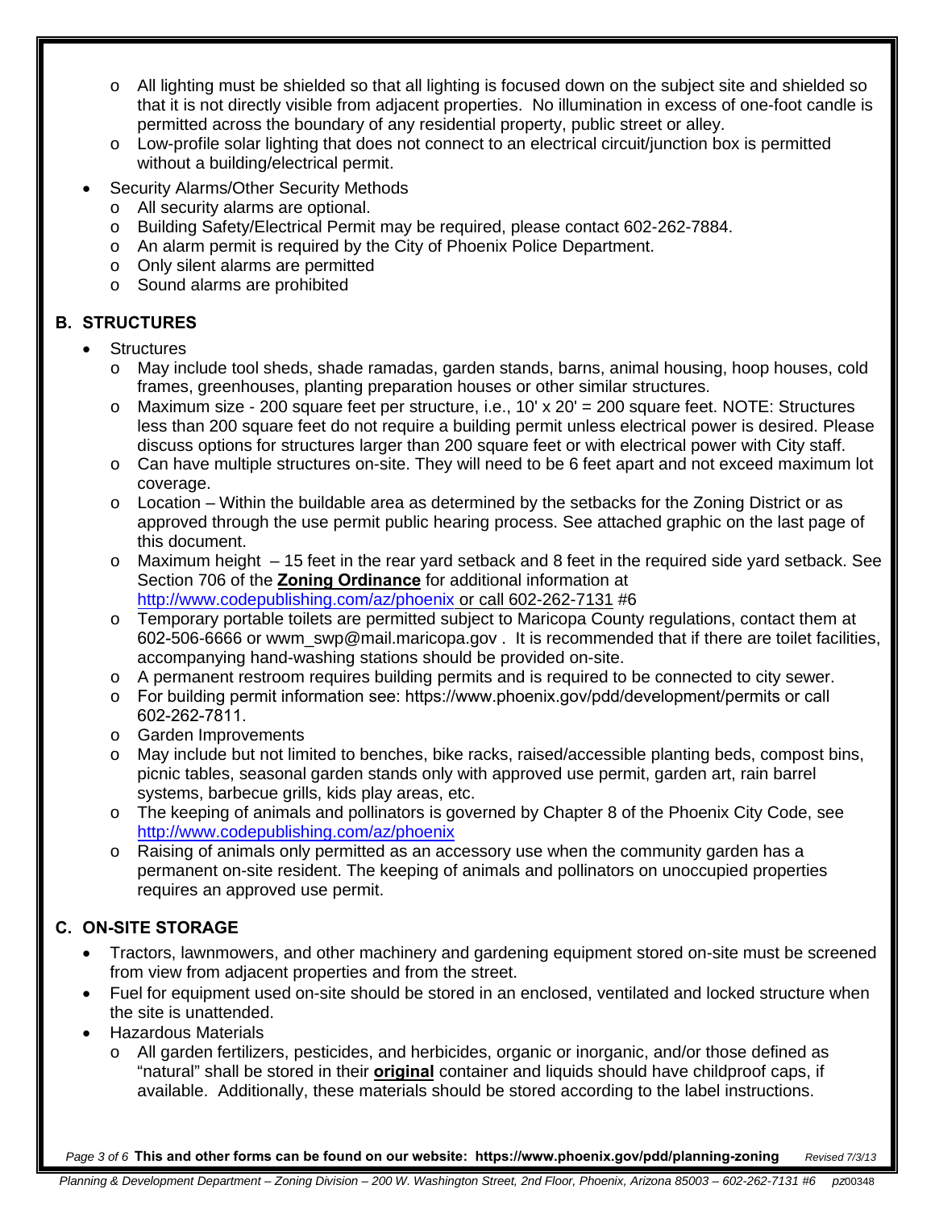- All lighting must be shielded so that all lighting is focused down on the subject site and shielded so that it is not directly visible from adjacent properties. No illumination in excess of one-foot candle is permitted across the boundary of any residential property, public street or alley.
- Low-profile solar lighting that does not connect to an electrical circuit/junction box is permitted without a building/electrical permit.

- Security Alarms/Other Security Methods
  - All security alarms are optional.
  - Building Safety/Electrical Permit may be required, please contact 602-262-7884.
  - An alarm permit is required by the City of Phoenix Police Department.
  - Only silent alarms are permitted
  - Sound alarms are prohibited

## B. STRUCTURES

- Structures
  - May include tool sheds, shade ramadas, garden stands, barns, animal housing, hoop houses, cold frames, greenhouses, planting preparation houses or other similar structures.
  - Maximum size - 200 square feet per structure, i.e., 10' x 20' = 200 square feet. NOTE: Structures less than 200 square feet do not require a building permit unless electrical power is desired. Please discuss options for structures larger than 200 square feet or with electrical power with City staff.
  - Can have multiple structures on-site. They will need to be 6 feet apart and not exceed maximum lot coverage.
  - Location – Within the buildable area as determined by the setbacks for the Zoning District or as approved through the use permit public hearing process. See attached graphic on the last page of this document.
  - Maximum height – 15 feet in the rear yard setback and 8 feet in the required side yard setback. See Section 706 of the **Zoning Ordinance** for additional information at http://www.codepublishing.com/az/phoenix or call 602-262-7131 #6
  - Temporary portable toilets are permitted subject to Maricopa County regulations, contact them at 602-506-6666 or wwm_swp@mail.maricopa.gov . It is recommended that if there are toilet facilities, accompanying hand-washing stations should be provided on-site.
  - A permanent restroom requires building permits and is required to be connected to city sewer.
  - For building permit information see: https://www.phoenix.gov/pdd/development/permits or call 602-262-7811.
  - Garden Improvements
  - May include but not limited to benches, bike racks, raised/accessible planting beds, compost bins, picnic tables, seasonal garden stands only with approved use permit, garden art, rain barrel systems, barbecue grills, kids play areas, etc.
  - The keeping of animals and pollinators is governed by Chapter 8 of the Phoenix City Code, see http://www.codepublishing.com/az/phoenix
  - Raising of animals only permitted as an accessory use when the community garden has a permanent on-site resident. The keeping of animals and pollinators on unoccupied properties requires an approved use permit.

## C. ON-SITE STORAGE

- Tractors, lawnmowers, and other machinery and gardening equipment stored on-site must be screened from view from adjacent properties and from the street.
- Fuel for equipment used on-site should be stored in an enclosed, ventilated and locked structure when the site is unattended.
- Hazardous Materials
  - All garden fertilizers, pesticides, and herbicides, organic or inorganic, and/or those defined as "natural" shall be stored in their **original** container and liquids should have childproof caps, if available. Additionally, these materials should be stored according to the label instructions.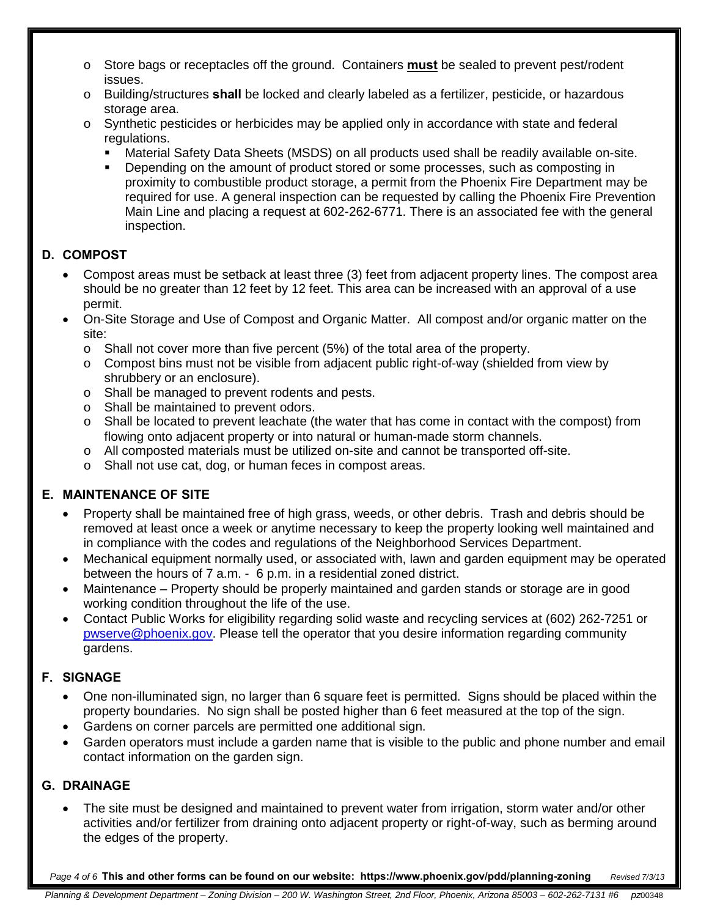- Store bags or receptacles off the ground. Containers **must** be sealed to prevent pest/rodent issues.
- Building/structures **shall** be locked and clearly labeled as a fertilizer, pesticide, or hazardous storage area.
- Synthetic pesticides or herbicides may be applied only in accordance with state and federal regulations.
  - Material Safety Data Sheets (MSDS) on all products used shall be readily available on-site.
  - Depending on the amount of product stored or some processes, such as composting in proximity to combustible product storage, a permit from the Phoenix Fire Department may be required for use. A general inspection can be requested by calling the Phoenix Fire Prevention Main Line and placing a request at 602-262-6771. There is an associated fee with the general inspection.

## D. COMPOST

- Compost areas must be setback at least three (3) feet from adjacent property lines. The compost area should be no greater than 12 feet by 12 feet. This area can be increased with an approval of a use permit.
- On-Site Storage and Use of Compost and Organic Matter. All compost and/or organic matter on the site:
  - Shall not cover more than five percent (5%) of the total area of the property.
  - Compost bins must not be visible from adjacent public right-of-way (shielded from view by shrubbery or an enclosure).
  - Shall be managed to prevent rodents and pests.
  - Shall be maintained to prevent odors.
  - Shall be located to prevent leachate (the water that has come in contact with the compost) from flowing onto adjacent property or into natural or human-made storm channels.
  - All composted materials must be utilized on-site and cannot be transported off-site.
  - Shall not use cat, dog, or human feces in compost areas.

## E. MAINTENANCE OF SITE

- Property shall be maintained free of high grass, weeds, or other debris. Trash and debris should be removed at least once a week or anytime necessary to keep the property looking well maintained and in compliance with the codes and regulations of the Neighborhood Services Department.
- Mechanical equipment normally used, or associated with, lawn and garden equipment may be operated between the hours of 7 a.m. - 6 p.m. in a residential zoned district.
- Maintenance – Property should be properly maintained and garden stands or storage are in good working condition throughout the life of the use.
- Contact Public Works for eligibility regarding solid waste and recycling services at (602) 262-7251 or [pwserve@phoenix.gov](mailto:pwserve@phoenix.gov). Please tell the operator that you desire information regarding community gardens.

## F. SIGNAGE

- One non-illuminated sign, no larger than 6 square feet is permitted. Signs should be placed within the property boundaries. No sign shall be posted higher than 6 feet measured at the top of the sign.
- Gardens on corner parcels are permitted one additional sign.
- Garden operators must include a garden name that is visible to the public and phone number and email contact information on the garden sign.

## G. DRAINAGE

- The site must be designed and maintained to prevent water from irrigation, storm water and/or other activities and/or fertilizer from draining onto adjacent property or right-of-way, such as berming around the edges of the property.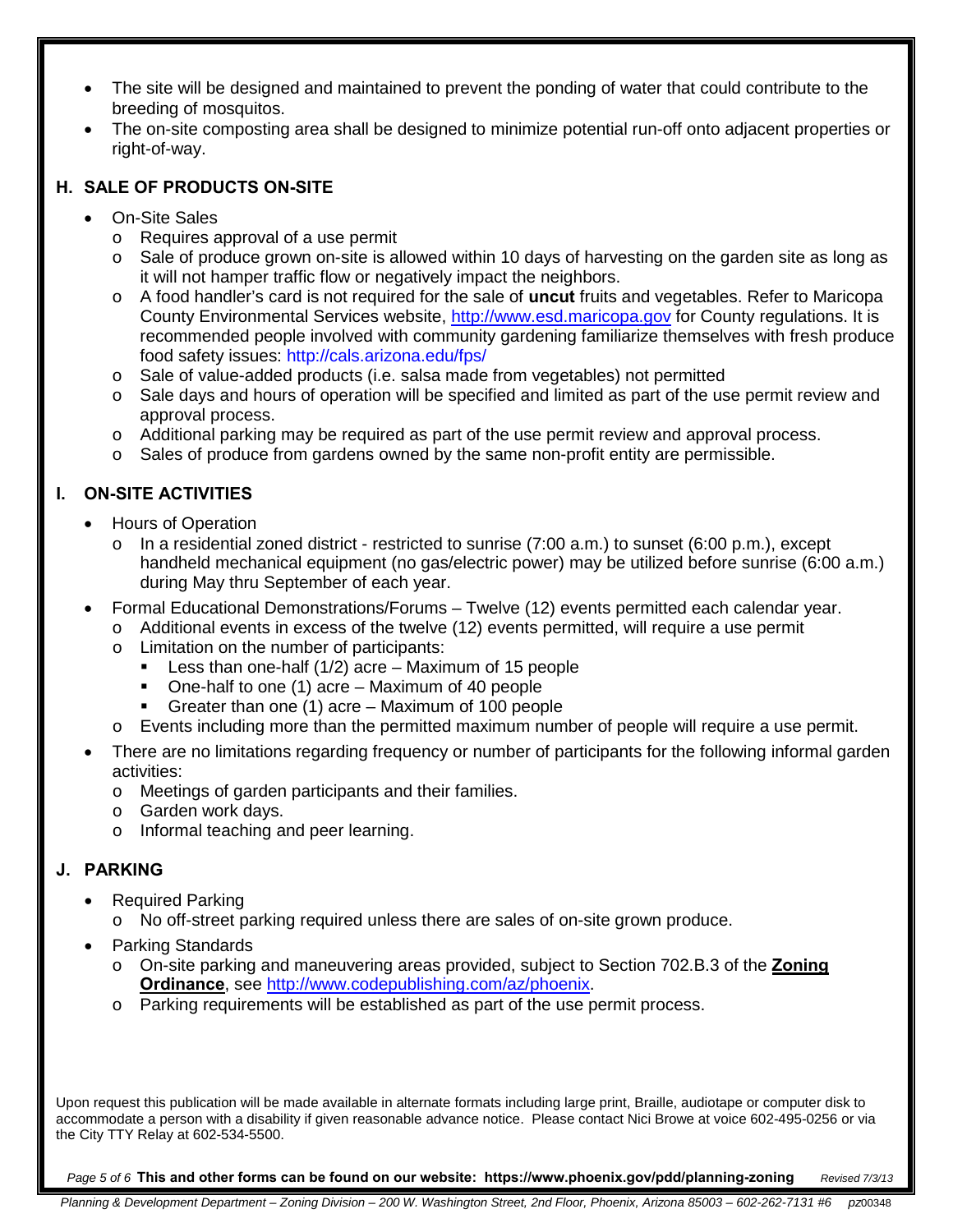- The site will be designed and maintained to prevent the ponding of water that could contribute to the breeding of mosquitos.
- The on-site composting area shall be designed to minimize potential run-off onto adjacent properties or right-of-way.

## H. SALE OF PRODUCTS ON-SITE

- On-Site Sales
  - Requires approval of a use permit
  - Sale of produce grown on-site is allowed within 10 days of harvesting on the garden site as long as it will not hamper traffic flow or negatively impact the neighbors.
  - A food handler's card is not required for the sale of **uncut** fruits and vegetables. Refer to Maricopa County Environmental Services website, http://www.esd.maricopa.gov for County regulations. It is recommended people involved with community gardening familiarize themselves with fresh produce food safety issues: http://cals.arizona.edu/fps/
  - Sale of value-added products (i.e. salsa made from vegetables) not permitted
  - Sale days and hours of operation will be specified and limited as part of the use permit review and approval process.
  - Additional parking may be required as part of the use permit review and approval process.
  - Sales of produce from gardens owned by the same non-profit entity are permissible.

## I. ON-SITE ACTIVITIES

- Hours of Operation
  - In a residential zoned district - restricted to sunrise (7:00 a.m.) to sunset (6:00 p.m.), except handheld mechanical equipment (no gas/electric power) may be utilized before sunrise (6:00 a.m.) during May thru September of each year.
- Formal Educational Demonstrations/Forums – Twelve (12) events permitted each calendar year.
  - Additional events in excess of the twelve (12) events permitted, will require a use permit
  - Limitation on the number of participants:
    - Less than one-half (1/2) acre – Maximum of 15 people
    - One-half to one (1) acre – Maximum of 40 people
    - Greater than one (1) acre – Maximum of 100 people
  - Events including more than the permitted maximum number of people will require a use permit.
- There are no limitations regarding frequency or number of participants for the following informal garden activities:
  - Meetings of garden participants and their families.
  - Garden work days.
  - Informal teaching and peer learning.

## J. PARKING

- Required Parking
  - No off-street parking required unless there are sales of on-site grown produce.
- Parking Standards
  - On-site parking and maneuvering areas provided, subject to Section 702.B.3 of the **Zoning Ordinance**, see http://www.codepublishing.com/az/phoenix.
  - Parking requirements will be established as part of the use permit process.

Upon request this publication will be made available in alternate formats including large print, Braille, audiotape or computer disk to accommodate a person with a disability if given reasonable advance notice. Please contact Nici Browe at voice 602-495-0256 or via the City TTY Relay at 602-534-5500.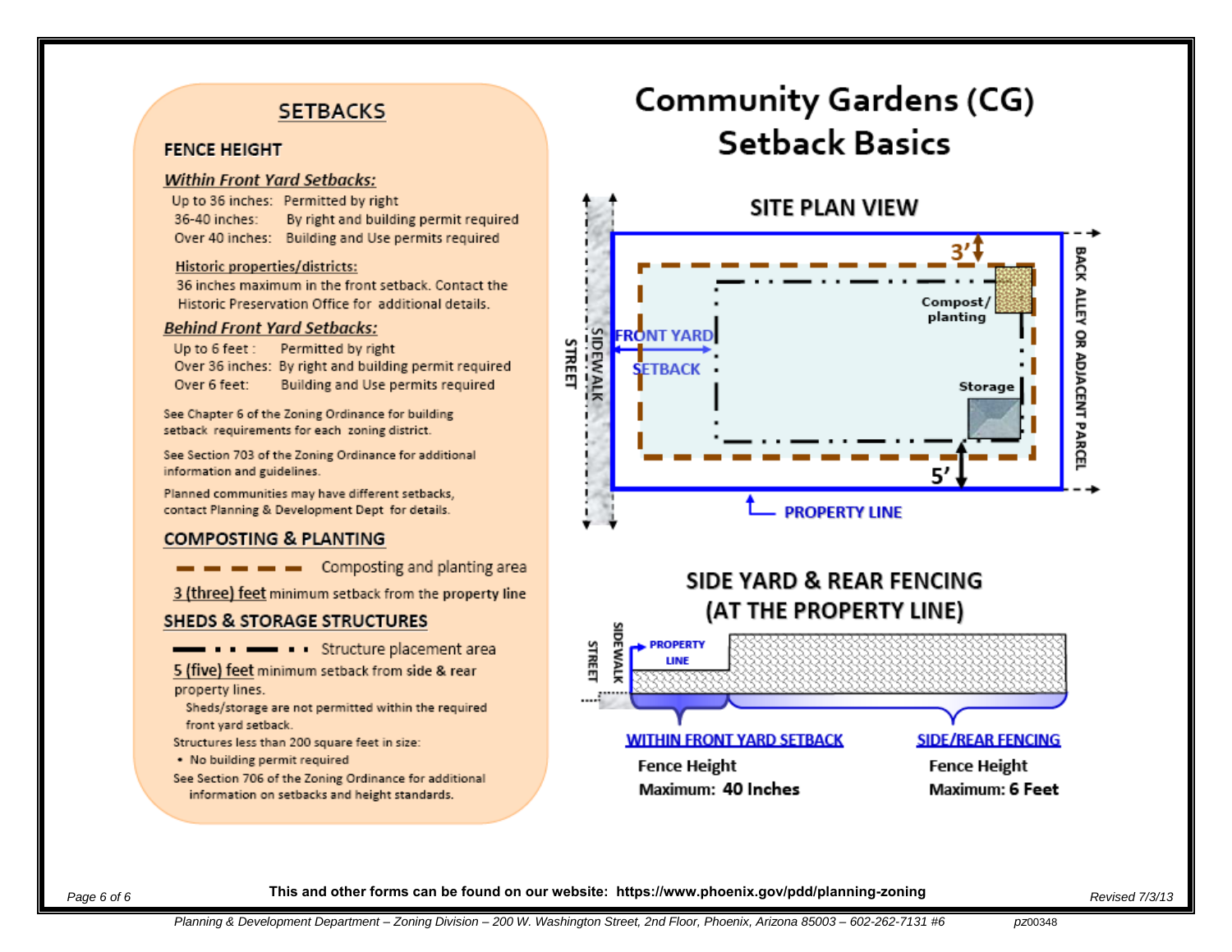# Community Gardens (CG) Setback Basics

## SETBACKS

### FENCE HEIGHT

***Within Front Yard Setbacks:***

Up to 36 inches: Permitted by right
36-40 inches: By right and building permit required
Over 40 inches: Building and Use permits required

Historic properties/districts:
36 inches maximum in the front setback. Contact the Historic Preservation Office for additional details.

***Behind Front Yard Setbacks:***

Up to 6 feet : Permitted by right
Over 36 inches: By right and building permit required
Over 6 feet: Building and Use permits required

See Chapter 6 of the Zoning Ordinance for building setback requirements for each zoning district.

See Section 703 of the Zoning Ordinance for additional information and guidelines.

Planned communities may have different setbacks, contact Planning & Development Dept for details.

### COMPOSTING & PLANTING

Composting and planting area

3 (three) feet minimum setback from the property line

### SHEDS & STORAGE STRUCTURES

Structure placement area

5 (five) feet minimum setback from side & rear property lines.

Sheds/storage are not permitted within the required front yard setback.

Structures less than 200 square feet in size:

- No building permit required

See Section 706 of the Zoning Ordinance for additional information on setbacks and height standards.

## SITE PLAN VIEW

STREET
SIDEWALK
FRONT YARD SETBACK
3'
Compost/ planting
Storage
5'
BACK ALLEY OR ADJACENT PARCEL
PROPERTY LINE

## SIDE YARD & REAR FENCING (AT THE PROPERTY LINE)

STREET
SIDEWALK
PROPERTY LINE

WITHIN FRONT YARD SETBACK
Fence Height
Maximum: 40 Inches

SIDE/REAR FENCING
Fence Height
Maximum: 6 Feet

This and other forms can be found on our website: https://www.phoenix.gov/pdd/planning-zoning

Revised 7/3/13

*Planning & Development Department – Zoning Division – 200 W. Washington Street, 2nd Floor, Phoenix, Arizona 85003 – 602-262-7131 #6*

pz00348